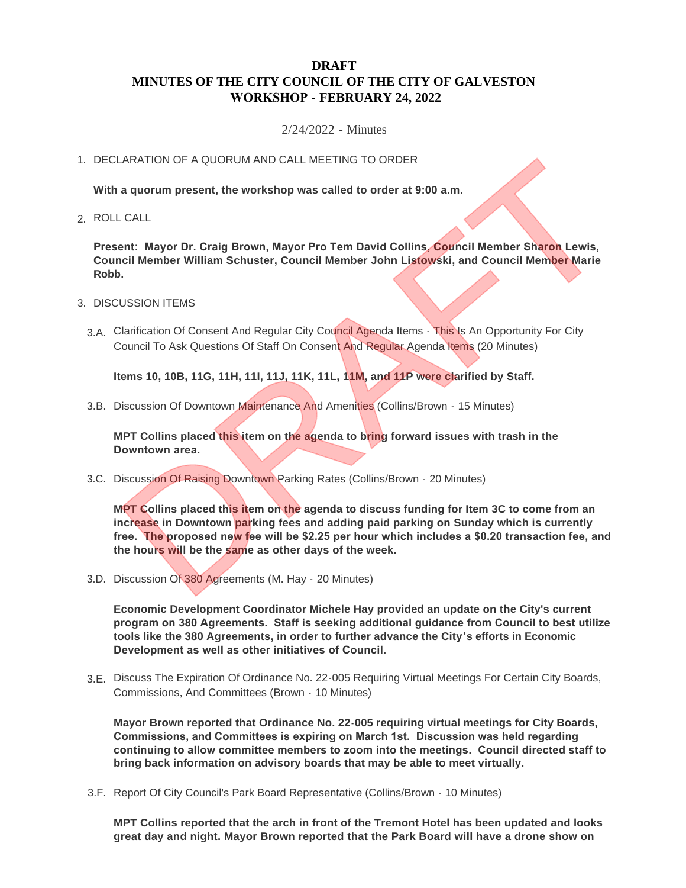# DRAFT
# MINUTES OF THE CITY COUNCIL OF THE CITY OF GALVESTON
# WORKSHOP - FEBRUARY 24, 2022

2/24/2022 - Minutes

1. DECLARATION OF A QUORUM AND CALL MEETING TO ORDER

   **With a quorum present, the workshop was called to order at 9:00 a.m.**

2. ROLL CALL

   **Present: Mayor Dr. Craig Brown, Mayor Pro Tem David Collins, Council Member Sharon Lewis, Council Member William Schuster, Council Member John Listowski, and Council Member Marie Robb.**

3. DISCUSSION ITEMS

   3.A. Clarification Of Consent And Regular City Council Agenda Items - This Is An Opportunity For City Council To Ask Questions Of Staff On Consent And Regular Agenda Items (20 Minutes)

   **Items 10, 10B, 11G, 11H, 11I, 11J, 11K, 11L, 11M, and 11P were clarified by Staff.**

   3.B. Discussion Of Downtown Maintenance And Amenities (Collins/Brown - 15 Minutes)

   **MPT Collins placed this item on the agenda to bring forward issues with trash in the Downtown area.**

   3.C. Discussion Of Raising Downtown Parking Rates (Collins/Brown - 20 Minutes)

   **MPT Collins placed this item on the agenda to discuss funding for Item 3C to come from an increase in Downtown parking fees and adding paid parking on Sunday which is currently free. The proposed new fee will be $2.25 per hour which includes a $0.20 transaction fee, and the hours will be the same as other days of the week.**

   3.D. Discussion Of 380 Agreements (M. Hay - 20 Minutes)

   **Economic Development Coordinator Michele Hay provided an update on the City's current program on 380 Agreements. Staff is seeking additional guidance from Council to best utilize tools like the 380 Agreements, in order to further advance the City's efforts in Economic Development as well as other initiatives of Council.**

   3.E. Discuss The Expiration Of Ordinance No. 22-005 Requiring Virtual Meetings For Certain City Boards, Commissions, And Committees (Brown - 10 Minutes)

   **Mayor Brown reported that Ordinance No. 22-005 requiring virtual meetings for City Boards, Commissions, and Committees is expiring on March 1st. Discussion was held regarding continuing to allow committee members to zoom into the meetings. Council directed staff to bring back information on advisory boards that may be able to meet virtually.**

   3.F. Report Of City Council's Park Board Representative (Collins/Brown - 10 Minutes)

   **MPT Collins reported that the arch in front of the Tremont Hotel has been updated and looks great day and night. Mayor Brown reported that the Park Board will have a drone show on**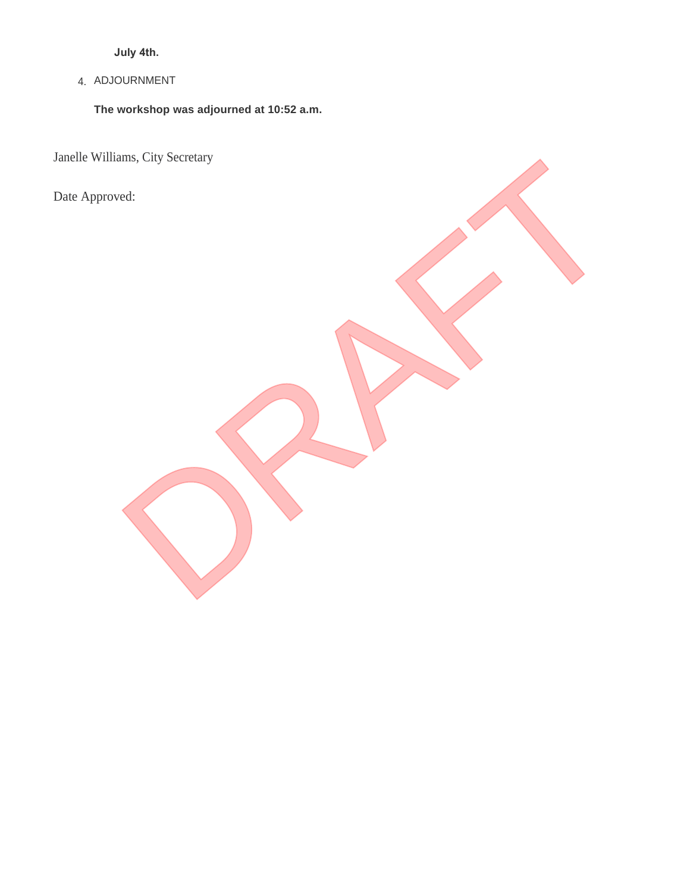**July 4th.**

4. ADJOURNMENT

   **The workshop was adjourned at 10:52 a.m.**

Janelle Williams, City Secretary

Date Approved:

DRAFT